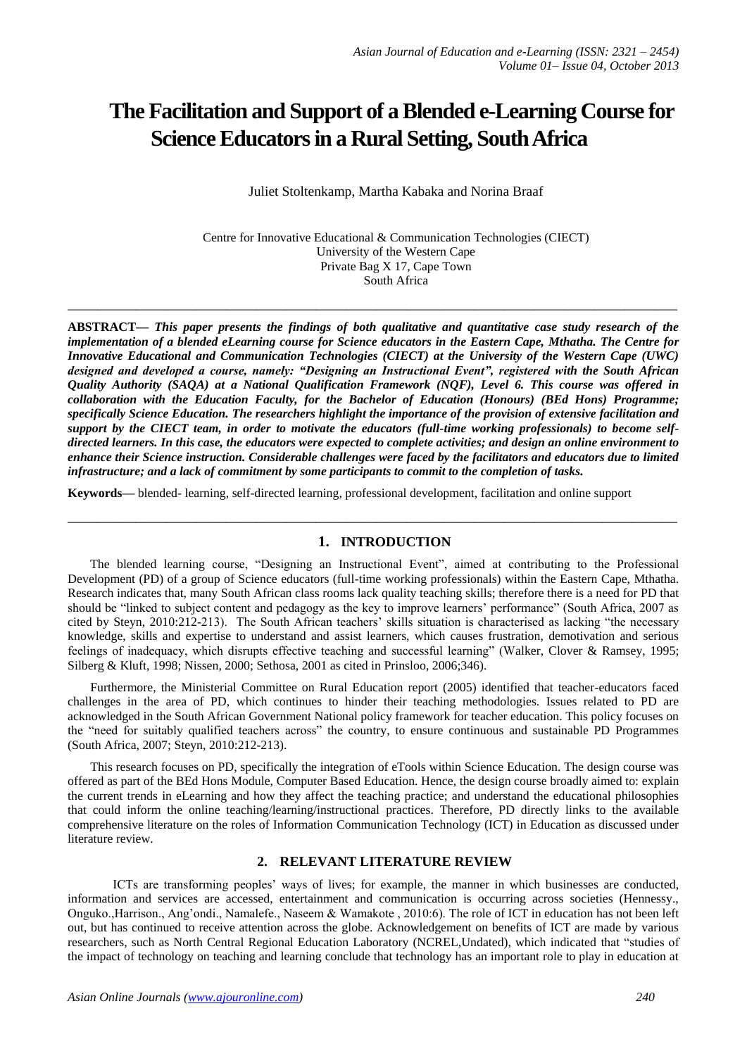# The Facilitation and Support of a Blended e-Learning Course for Science Educators in a Rural Setting, South Africa

Juliet Stoltenkamp, Martha Kabaka and Norina Braaf

Centre for Innovative Educational & Communication Technologies (CIECT)
University of the Western Cape
Private Bag X 17, Cape Town
South Africa

---

**ABSTRACT—** ***This paper presents the findings of both qualitative and quantitative case study research of the implementation of a blended eLearning course for Science educators in the Eastern Cape, Mthatha. The Centre for Innovative Educational and Communication Technologies (CIECT) at the University of the Western Cape (UWC) designed and developed a course, namely: "Designing an Instructional Event", registered with the South African Quality Authority (SAQA) at a National Qualification Framework (NQF), Level 6. This course was offered in collaboration with the Education Faculty, for the Bachelor of Education (Honours) (BEd Hons) Programme; specifically Science Education. The researchers highlight the importance of the provision of extensive facilitation and support by the CIECT team, in order to motivate the educators (full-time working professionals) to become self-directed learners. In this case, the educators were expected to complete activities; and design an online environment to enhance their Science instruction. Considerable challenges were faced by the facilitators and educators due to limited infrastructure; and a lack of commitment by some participants to commit to the completion of tasks.***

**Keywords—** blended- learning, self-directed learning, professional development, facilitation and online support

---

## 1. INTRODUCTION

The blended learning course, "Designing an Instructional Event", aimed at contributing to the Professional Development (PD) of a group of Science educators (full-time working professionals) within the Eastern Cape, Mthatha. Research indicates that, many South African class rooms lack quality teaching skills; therefore there is a need for PD that should be "linked to subject content and pedagogy as the key to improve learners' performance" (South Africa, 2007 as cited by Steyn, 2010:212-213). The South African teachers' skills situation is characterised as lacking "the necessary knowledge, skills and expertise to understand and assist learners, which causes frustration, demotivation and serious feelings of inadequacy, which disrupts effective teaching and successful learning" (Walker, Clover & Ramsey, 1995; Silberg & Kluft, 1998; Nissen, 2000; Sethosa, 2001 as cited in Prinsloo, 2006;346).

Furthermore, the Ministerial Committee on Rural Education report (2005) identified that teacher-educators faced challenges in the area of PD, which continues to hinder their teaching methodologies. Issues related to PD are acknowledged in the South African Government National policy framework for teacher education. This policy focuses on the "need for suitably qualified teachers across" the country, to ensure continuous and sustainable PD Programmes (South Africa, 2007; Steyn, 2010:212-213).

This research focuses on PD, specifically the integration of eTools within Science Education. The design course was offered as part of the BEd Hons Module, Computer Based Education. Hence, the design course broadly aimed to: explain the current trends in eLearning and how they affect the teaching practice; and understand the educational philosophies that could inform the online teaching/learning/instructional practices. Therefore, PD directly links to the available comprehensive literature on the roles of Information Communication Technology (ICT) in Education as discussed under literature review.

## 2. RELEVANT LITERATURE REVIEW

ICTs are transforming peoples' ways of lives; for example, the manner in which businesses are conducted, information and services are accessed, entertainment and communication is occurring across societies (Hennessy., Onguko.,Harrison., Ang'ondi., Namalefe., Naseem & Wamakote , 2010:6). The role of ICT in education has not been left out, but has continued to receive attention across the globe. Acknowledgement on benefits of ICT are made by various researchers, such as North Central Regional Education Laboratory (NCREL,Undated), which indicated that "studies of the impact of technology on teaching and learning conclude that technology has an important role to play in education at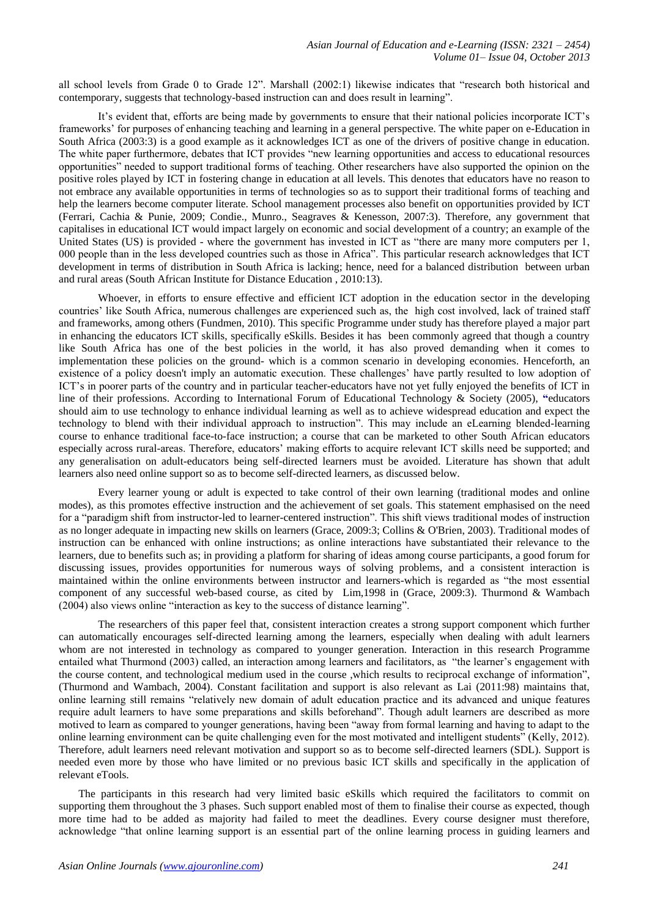all school levels from Grade 0 to Grade 12". Marshall (2002:1) likewise indicates that "research both historical and contemporary, suggests that technology-based instruction can and does result in learning".

It's evident that, efforts are being made by governments to ensure that their national policies incorporate ICT's frameworks' for purposes of enhancing teaching and learning in a general perspective. The white paper on e-Education in South Africa (2003:3) is a good example as it acknowledges ICT as one of the drivers of positive change in education. The white paper furthermore, debates that ICT provides "new learning opportunities and access to educational resources opportunities" needed to support traditional forms of teaching. Other researchers have also supported the opinion on the positive roles played by ICT in fostering change in education at all levels. This denotes that educators have no reason to not embrace any available opportunities in terms of technologies so as to support their traditional forms of teaching and help the learners become computer literate. School management processes also benefit on opportunities provided by ICT (Ferrari, Cachia & Punie, 2009; Condie., Munro., Seagraves & Kenesson, 2007:3). Therefore, any government that capitalises in educational ICT would impact largely on economic and social development of a country; an example of the United States (US) is provided - where the government has invested in ICT as "there are many more computers per 1, 000 people than in the less developed countries such as those in Africa". This particular research acknowledges that ICT development in terms of distribution in South Africa is lacking; hence, need for a balanced distribution between urban and rural areas (South African Institute for Distance Education , 2010:13).

Whoever, in efforts to ensure effective and efficient ICT adoption in the education sector in the developing countries' like South Africa, numerous challenges are experienced such as, the high cost involved, lack of trained staff and frameworks, among others (Fundmen, 2010). This specific Programme under study has therefore played a major part in enhancing the educators ICT skills, specifically eSkills. Besides it has been commonly agreed that though a country like South Africa has one of the best policies in the world, it has also proved demanding when it comes to implementation these policies on the ground- which is a common scenario in developing economies. Henceforth, an existence of a policy doesn't imply an automatic execution. These challenges' have partly resulted to low adoption of ICT's in poorer parts of the country and in particular teacher-educators have not yet fully enjoyed the benefits of ICT in line of their professions. According to International Forum of Educational Technology & Society (2005), "educators should aim to use technology to enhance individual learning as well as to achieve widespread education and expect the technology to blend with their individual approach to instruction". This may include an eLearning blended-learning course to enhance traditional face-to-face instruction; a course that can be marketed to other South African educators especially across rural-areas. Therefore, educators' making efforts to acquire relevant ICT skills need be supported; and any generalisation on adult-educators being self-directed learners must be avoided. Literature has shown that adult learners also need online support so as to become self-directed learners, as discussed below.

Every learner young or adult is expected to take control of their own learning (traditional modes and online modes), as this promotes effective instruction and the achievement of set goals. This statement emphasised on the need for a "paradigm shift from instructor-led to learner-centered instruction". This shift views traditional modes of instruction as no longer adequate in impacting new skills on learners (Grace, 2009:3; Collins & O'Brien, 2003). Traditional modes of instruction can be enhanced with online instructions; as online interactions have substantiated their relevance to the learners, due to benefits such as; in providing a platform for sharing of ideas among course participants, a good forum for discussing issues, provides opportunities for numerous ways of solving problems, and a consistent interaction is maintained within the online environments between instructor and learners-which is regarded as "the most essential component of any successful web-based course, as cited by Lim,1998 in (Grace, 2009:3). Thurmond & Wambach (2004) also views online "interaction as key to the success of distance learning".

The researchers of this paper feel that, consistent interaction creates a strong support component which further can automatically encourages self-directed learning among the learners, especially when dealing with adult learners whom are not interested in technology as compared to younger generation. Interaction in this research Programme entailed what Thurmond (2003) called, an interaction among learners and facilitators, as "the learner's engagement with the course content, and technological medium used in the course ,which results to reciprocal exchange of information", (Thurmond and Wambach, 2004). Constant facilitation and support is also relevant as Lai (2011:98) maintains that, online learning still remains "relatively new domain of adult education practice and its advanced and unique features require adult learners to have some preparations and skills beforehand". Though adult learners are described as more motived to learn as compared to younger generations, having been "away from formal learning and having to adapt to the online learning environment can be quite challenging even for the most motivated and intelligent students" (Kelly, 2012). Therefore, adult learners need relevant motivation and support so as to become self-directed learners (SDL). Support is needed even more by those who have limited or no previous basic ICT skills and specifically in the application of relevant eTools.

The participants in this research had very limited basic eSkills which required the facilitators to commit on supporting them throughout the 3 phases. Such support enabled most of them to finalise their course as expected, though more time had to be added as majority had failed to meet the deadlines. Every course designer must therefore, acknowledge "that online learning support is an essential part of the online learning process in guiding learners and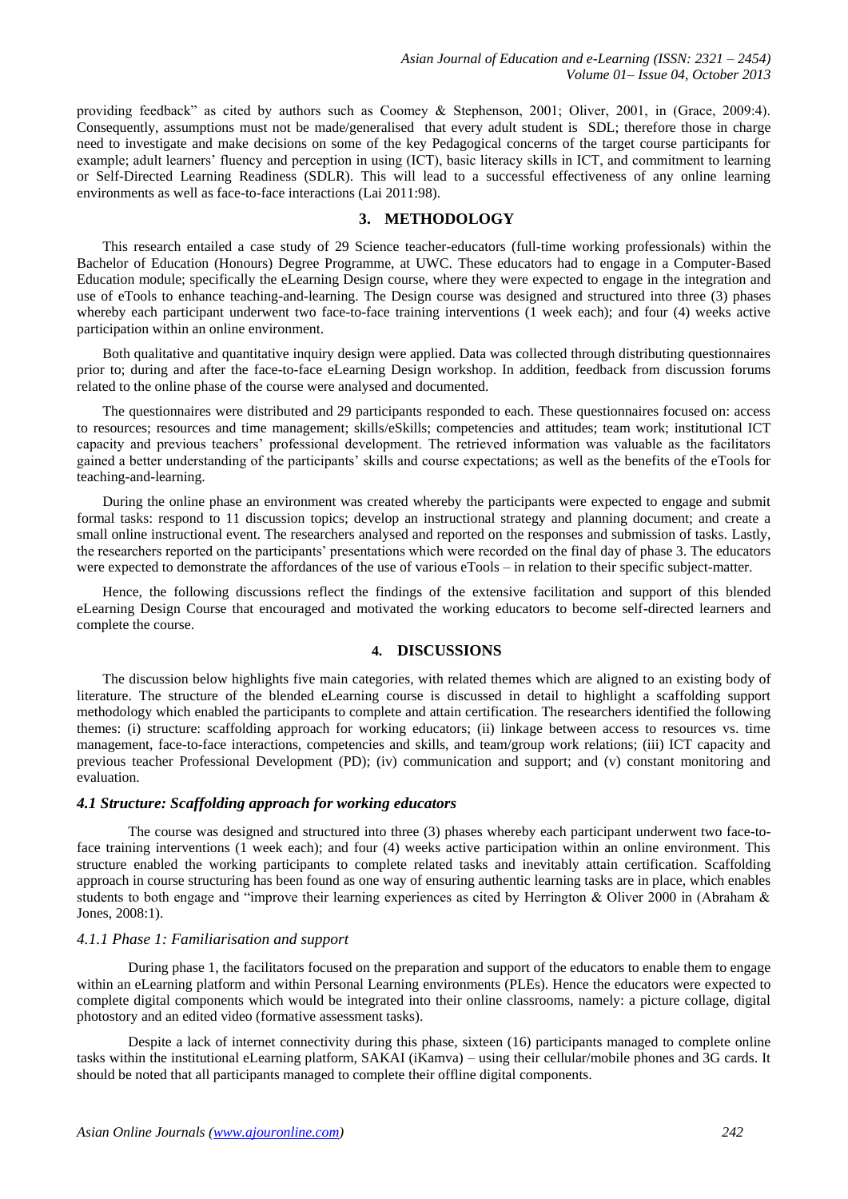providing feedback" as cited by authors such as Coomey & Stephenson, 2001; Oliver, 2001, in (Grace, 2009:4). Consequently, assumptions must not be made/generalised that every adult student is SDL; therefore those in charge need to investigate and make decisions on some of the key Pedagogical concerns of the target course participants for example; adult learners' fluency and perception in using (ICT), basic literacy skills in ICT, and commitment to learning or Self-Directed Learning Readiness (SDLR). This will lead to a successful effectiveness of any online learning environments as well as face-to-face interactions (Lai 2011:98).

## 3. METHODOLOGY

This research entailed a case study of 29 Science teacher-educators (full-time working professionals) within the Bachelor of Education (Honours) Degree Programme, at UWC. These educators had to engage in a Computer-Based Education module; specifically the eLearning Design course, where they were expected to engage in the integration and use of eTools to enhance teaching-and-learning. The Design course was designed and structured into three (3) phases whereby each participant underwent two face-to-face training interventions (1 week each); and four (4) weeks active participation within an online environment.

Both qualitative and quantitative inquiry design were applied. Data was collected through distributing questionnaires prior to; during and after the face-to-face eLearning Design workshop. In addition, feedback from discussion forums related to the online phase of the course were analysed and documented.

The questionnaires were distributed and 29 participants responded to each. These questionnaires focused on: access to resources; resources and time management; skills/eSkills; competencies and attitudes; team work; institutional ICT capacity and previous teachers' professional development. The retrieved information was valuable as the facilitators gained a better understanding of the participants' skills and course expectations; as well as the benefits of the eTools for teaching-and-learning.

During the online phase an environment was created whereby the participants were expected to engage and submit formal tasks: respond to 11 discussion topics; develop an instructional strategy and planning document; and create a small online instructional event. The researchers analysed and reported on the responses and submission of tasks. Lastly, the researchers reported on the participants' presentations which were recorded on the final day of phase 3. The educators were expected to demonstrate the affordances of the use of various eTools – in relation to their specific subject-matter.

Hence, the following discussions reflect the findings of the extensive facilitation and support of this blended eLearning Design Course that encouraged and motivated the working educators to become self-directed learners and complete the course.

## 4. DISCUSSIONS

The discussion below highlights five main categories, with related themes which are aligned to an existing body of literature. The structure of the blended eLearning course is discussed in detail to highlight a scaffolding support methodology which enabled the participants to complete and attain certification. The researchers identified the following themes: (i) structure: scaffolding approach for working educators; (ii) linkage between access to resources vs. time management, face-to-face interactions, competencies and skills, and team/group work relations; (iii) ICT capacity and previous teacher Professional Development (PD); (iv) communication and support; and (v) constant monitoring and evaluation.

### *4.1 Structure: Scaffolding approach for working educators*

The course was designed and structured into three (3) phases whereby each participant underwent two face-to-face training interventions (1 week each); and four (4) weeks active participation within an online environment. This structure enabled the working participants to complete related tasks and inevitably attain certification. Scaffolding approach in course structuring has been found as one way of ensuring authentic learning tasks are in place, which enables students to both engage and "improve their learning experiences as cited by Herrington & Oliver 2000 in (Abraham & Jones, 2008:1).

#### *4.1.1 Phase 1: Familiarisation and support*

During phase 1, the facilitators focused on the preparation and support of the educators to enable them to engage within an eLearning platform and within Personal Learning environments (PLEs). Hence the educators were expected to complete digital components which would be integrated into their online classrooms, namely: a picture collage, digital photostory and an edited video (formative assessment tasks).

Despite a lack of internet connectivity during this phase, sixteen (16) participants managed to complete online tasks within the institutional eLearning platform, SAKAI (iKamva) – using their cellular/mobile phones and 3G cards. It should be noted that all participants managed to complete their offline digital components.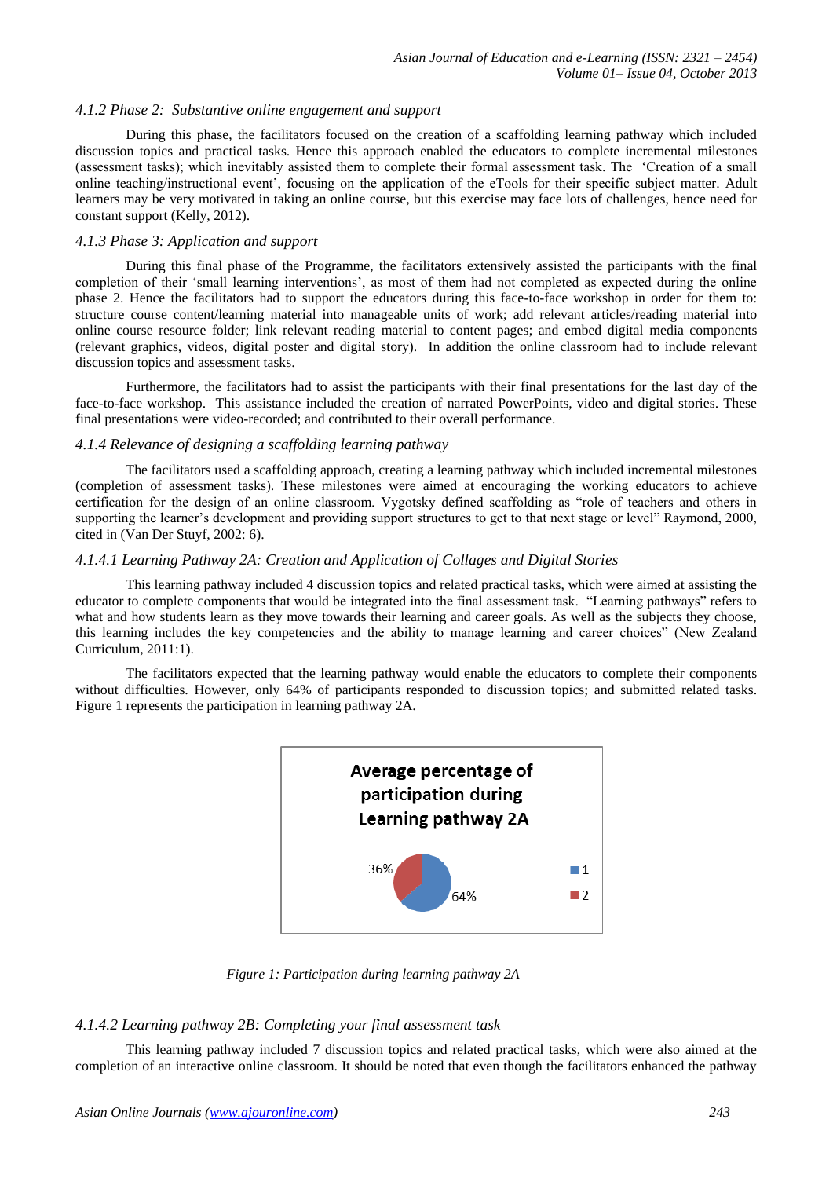#### 4.1.2 Phase 2: Substantive online engagement and support

During this phase, the facilitators focused on the creation of a scaffolding learning pathway which included discussion topics and practical tasks. Hence this approach enabled the educators to complete incremental milestones (assessment tasks); which inevitably assisted them to complete their formal assessment task. The 'Creation of a small online teaching/instructional event', focusing on the application of the eTools for their specific subject matter. Adult learners may be very motivated in taking an online course, but this exercise may face lots of challenges, hence need for constant support (Kelly, 2012).

#### 4.1.3 Phase 3: Application and support

During this final phase of the Programme, the facilitators extensively assisted the participants with the final completion of their 'small learning interventions', as most of them had not completed as expected during the online phase 2. Hence the facilitators had to support the educators during this face-to-face workshop in order for them to: structure course content/learning material into manageable units of work; add relevant articles/reading material into online course resource folder; link relevant reading material to content pages; and embed digital media components (relevant graphics, videos, digital poster and digital story). In addition the online classroom had to include relevant discussion topics and assessment tasks.

Furthermore, the facilitators had to assist the participants with their final presentations for the last day of the face-to-face workshop. This assistance included the creation of narrated PowerPoints, video and digital stories. These final presentations were video-recorded; and contributed to their overall performance.

#### 4.1.4 Relevance of designing a scaffolding learning pathway

The facilitators used a scaffolding approach, creating a learning pathway which included incremental milestones (completion of assessment tasks). These milestones were aimed at encouraging the working educators to achieve certification for the design of an online classroom. Vygotsky defined scaffolding as "role of teachers and others in supporting the learner's development and providing support structures to get to that next stage or level" Raymond, 2000, cited in (Van Der Stuyf, 2002: 6).

##### 4.1.4.1 Learning Pathway 2A: Creation and Application of Collages and Digital Stories

This learning pathway included 4 discussion topics and related practical tasks, which were aimed at assisting the educator to complete components that would be integrated into the final assessment task. "Learning pathways" refers to what and how students learn as they move towards their learning and career goals. As well as the subjects they choose, this learning includes the key competencies and the ability to manage learning and career choices" (New Zealand Curriculum, 2011:1).

The facilitators expected that the learning pathway would enable the educators to complete their components without difficulties. However, only 64% of participants responded to discussion topics; and submitted related tasks. Figure 1 represents the participation in learning pathway 2A.

**Average percentage of participation during Learning pathway 2A**

| Category | Percentage |
|---|---|
| 1 | 64% |
| 2 | 36% |

*Figure 1: Participation during learning pathway 2A*

##### 4.1.4.2 Learning pathway 2B: Completing your final assessment task

This learning pathway included 7 discussion topics and related practical tasks, which were also aimed at the completion of an interactive online classroom. It should be noted that even though the facilitators enhanced the pathway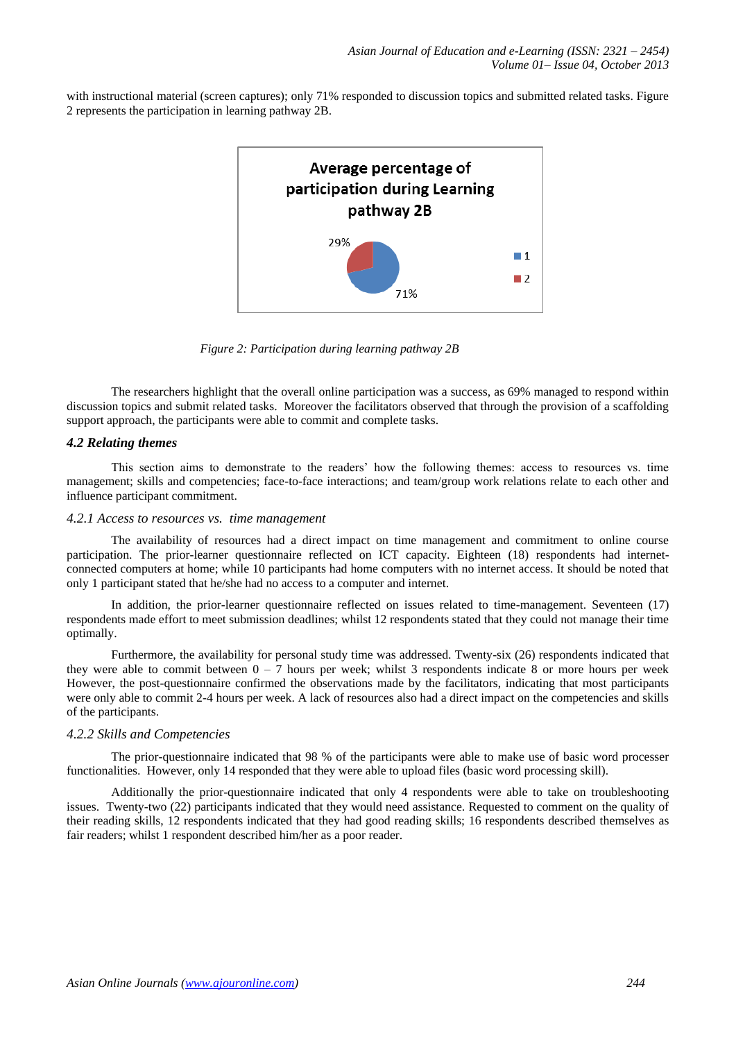with instructional material (screen captures); only 71% responded to discussion topics and submitted related tasks. Figure 2 represents the participation in learning pathway 2B.

*Figure 2: Participation during learning pathway 2B*

The researchers highlight that the overall online participation was a success, as 69% managed to respond within discussion topics and submit related tasks. Moreover the facilitators observed that through the provision of a scaffolding support approach, the participants were able to commit and complete tasks.

### *4.2 Relating themes*

This section aims to demonstrate to the readers' how the following themes: access to resources vs. time management; skills and competencies; face-to-face interactions; and team/group work relations relate to each other and influence participant commitment.

#### *4.2.1 Access to resources vs. time management*

The availability of resources had a direct impact on time management and commitment to online course participation. The prior-learner questionnaire reflected on ICT capacity. Eighteen (18) respondents had internet-connected computers at home; while 10 participants had home computers with no internet access. It should be noted that only 1 participant stated that he/she had no access to a computer and internet.

In addition, the prior-learner questionnaire reflected on issues related to time-management. Seventeen (17) respondents made effort to meet submission deadlines; whilst 12 respondents stated that they could not manage their time optimally.

Furthermore, the availability for personal study time was addressed. Twenty-six (26) respondents indicated that they were able to commit between 0 – 7 hours per week; whilst 3 respondents indicate 8 or more hours per week However, the post-questionnaire confirmed the observations made by the facilitators, indicating that most participants were only able to commit 2-4 hours per week. A lack of resources also had a direct impact on the competencies and skills of the participants.

#### *4.2.2 Skills and Competencies*

The prior-questionnaire indicated that 98 % of the participants were able to make use of basic word processer functionalities. However, only 14 responded that they were able to upload files (basic word processing skill).

Additionally the prior-questionnaire indicated that only 4 respondents were able to take on troubleshooting issues. Twenty-two (22) participants indicated that they would need assistance. Requested to comment on the quality of their reading skills, 12 respondents indicated that they had good reading skills; 16 respondents described themselves as fair readers; whilst 1 respondent described him/her as a poor reader.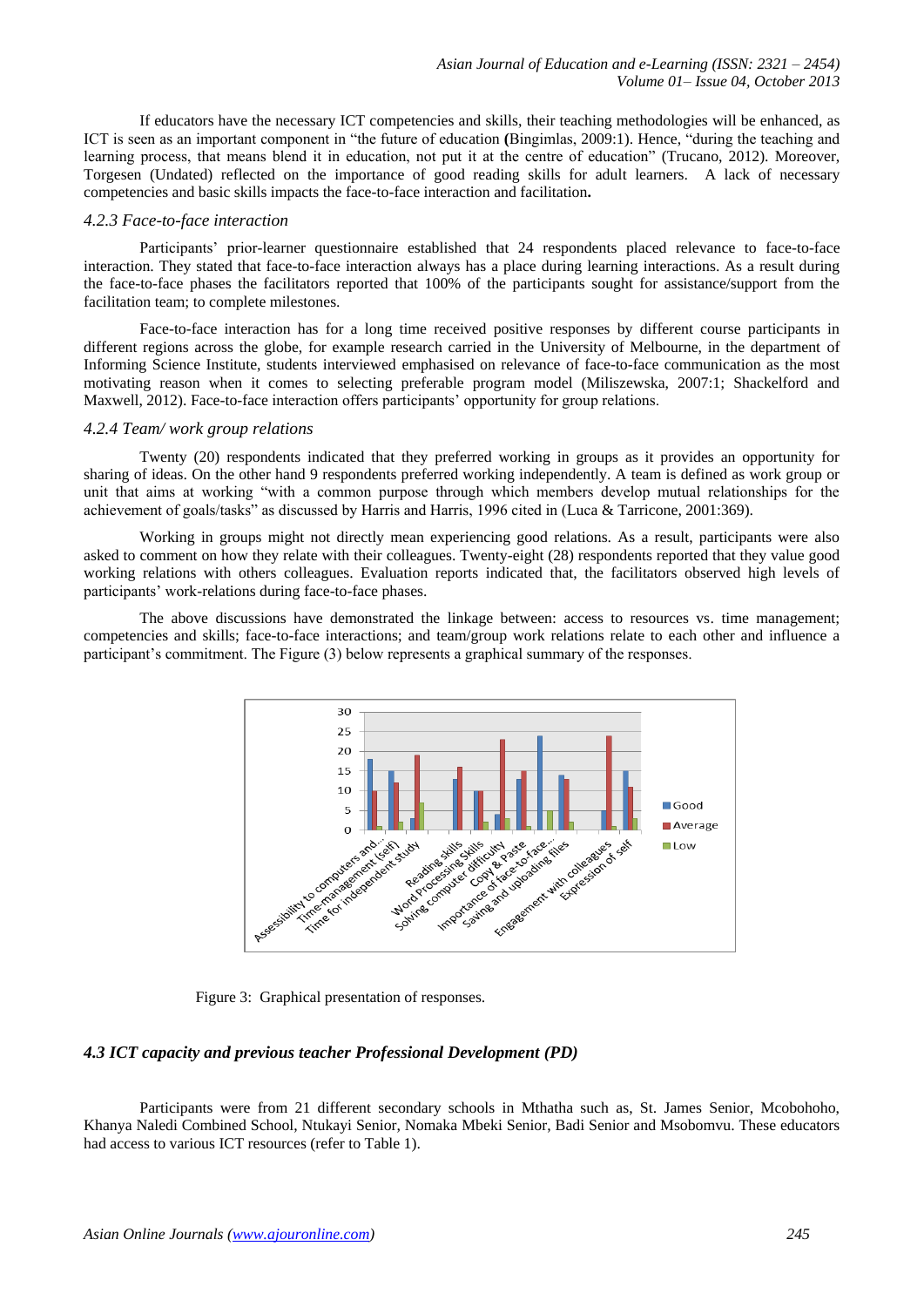If educators have the necessary ICT competencies and skills, their teaching methodologies will be enhanced, as ICT is seen as an important component in "the future of education **(**Bingimlas, 2009:1). Hence, "during the teaching and learning process, that means blend it in education, not put it at the centre of education" (Trucano, 2012). Moreover, Torgesen (Undated) reflected on the importance of good reading skills for adult learners. A lack of necessary competencies and basic skills impacts the face-to-face interaction and facilitation**.**

#### *4.2.3 Face-to-face interaction*

Participants' prior-learner questionnaire established that 24 respondents placed relevance to face-to-face interaction. They stated that face-to-face interaction always has a place during learning interactions. As a result during the face-to-face phases the facilitators reported that 100% of the participants sought for assistance/support from the facilitation team; to complete milestones.

Face-to-face interaction has for a long time received positive responses by different course participants in different regions across the globe, for example research carried in the University of Melbourne, in the department of Informing Science Institute, students interviewed emphasised on relevance of face-to-face communication as the most motivating reason when it comes to selecting preferable program model (Miliszewska, 2007:1; Shackelford and Maxwell, 2012). Face-to-face interaction offers participants' opportunity for group relations.

#### *4.2.4 Team/ work group relations*

Twenty (20) respondents indicated that they preferred working in groups as it provides an opportunity for sharing of ideas. On the other hand 9 respondents preferred working independently. A team is defined as work group or unit that aims at working "with a common purpose through which members develop mutual relationships for the achievement of goals/tasks" as discussed by Harris and Harris, 1996 cited in (Luca & Tarricone, 2001:369).

Working in groups might not directly mean experiencing good relations. As a result, participants were also asked to comment on how they relate with their colleagues. Twenty-eight (28) respondents reported that they value good working relations with others colleagues. Evaluation reports indicated that, the facilitators observed high levels of participants' work-relations during face-to-face phases.

The above discussions have demonstrated the linkage between: access to resources vs. time management; competencies and skills; face-to-face interactions; and team/group work relations relate to each other and influence a participant's commitment. The Figure (3) below represents a graphical summary of the responses.

Figure 3: Graphical presentation of responses.

### *4.3 ICT capacity and previous teacher Professional Development (PD)*

Participants were from 21 different secondary schools in Mthatha such as, St. James Senior, Mcobohoho, Khanya Naledi Combined School, Ntukayi Senior, Nomaka Mbeki Senior, Badi Senior and Msobomvu. These educators had access to various ICT resources (refer to Table 1).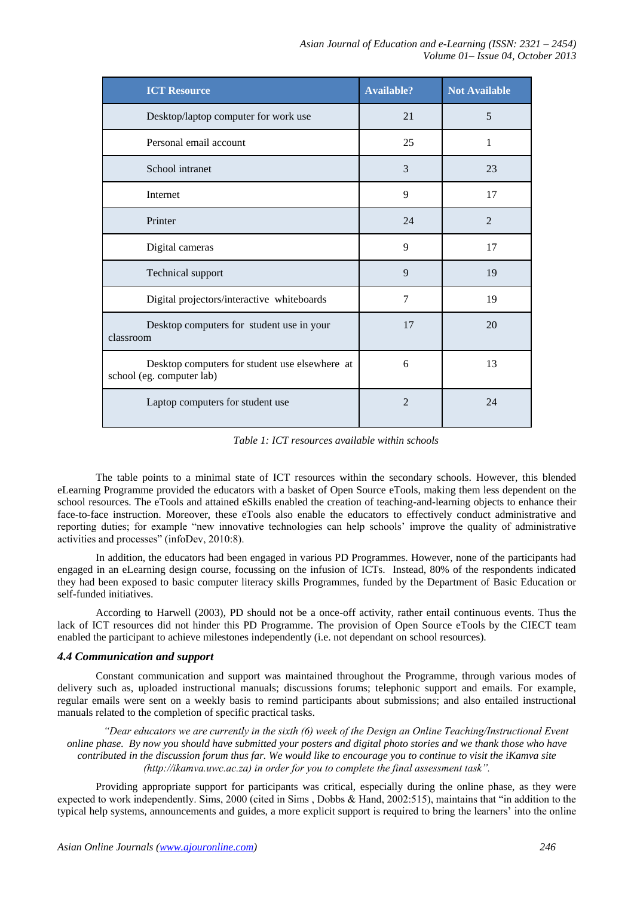| ICT Resource | Available? | Not Available |
|---|---|---|
| Desktop/laptop computer for work use | 21 | 5 |
| Personal email account | 25 | 1 |
| School intranet | 3 | 23 |
| Internet | 9 | 17 |
| Printer | 24 | 2 |
| Digital cameras | 9 | 17 |
| Technical support | 9 | 19 |
| Digital projectors/interactive whiteboards | 7 | 19 |
| Desktop computers for student use in your classroom | 17 | 20 |
| Desktop computers for student use elsewhere at school (eg. computer lab) | 6 | 13 |
| Laptop computers for student use | 2 | 24 |

*Table 1: ICT resources available within schools*

The table points to a minimal state of ICT resources within the secondary schools. However, this blended eLearning Programme provided the educators with a basket of Open Source eTools, making them less dependent on the school resources. The eTools and attained eSkills enabled the creation of teaching-and-learning objects to enhance their face-to-face instruction. Moreover, these eTools also enable the educators to effectively conduct administrative and reporting duties; for example "new innovative technologies can help schools' improve the quality of administrative activities and processes" (infoDev, 2010:8).

In addition, the educators had been engaged in various PD Programmes. However, none of the participants had engaged in an eLearning design course, focussing on the infusion of ICTs. Instead, 80% of the respondents indicated they had been exposed to basic computer literacy skills Programmes, funded by the Department of Basic Education or self-funded initiatives.

According to Harwell (2003), PD should not be a once-off activity, rather entail continuous events. Thus the lack of ICT resources did not hinder this PD Programme. The provision of Open Source eTools by the CIECT team enabled the participant to achieve milestones independently (i.e. not dependant on school resources).

### 4.4 Communication and support

Constant communication and support was maintained throughout the Programme, through various modes of delivery such as, uploaded instructional manuals; discussions forums; telephonic support and emails. For example, regular emails were sent on a weekly basis to remind participants about submissions; and also entailed instructional manuals related to the completion of specific practical tasks.

> *"Dear educators we are currently in the sixth (6) week of the Design an Online Teaching/Instructional Event online phase. By now you should have submitted your posters and digital photo stories and we thank those who have contributed in the discussion forum thus far. We would like to encourage you to continue to visit the iKamva site (http://ikamva.uwc.ac.za) in order for you to complete the final assessment task".*

Providing appropriate support for participants was critical, especially during the online phase, as they were expected to work independently. Sims, 2000 (cited in Sims , Dobbs & Hand, 2002:515), maintains that "in addition to the typical help systems, announcements and guides, a more explicit support is required to bring the learners' into the online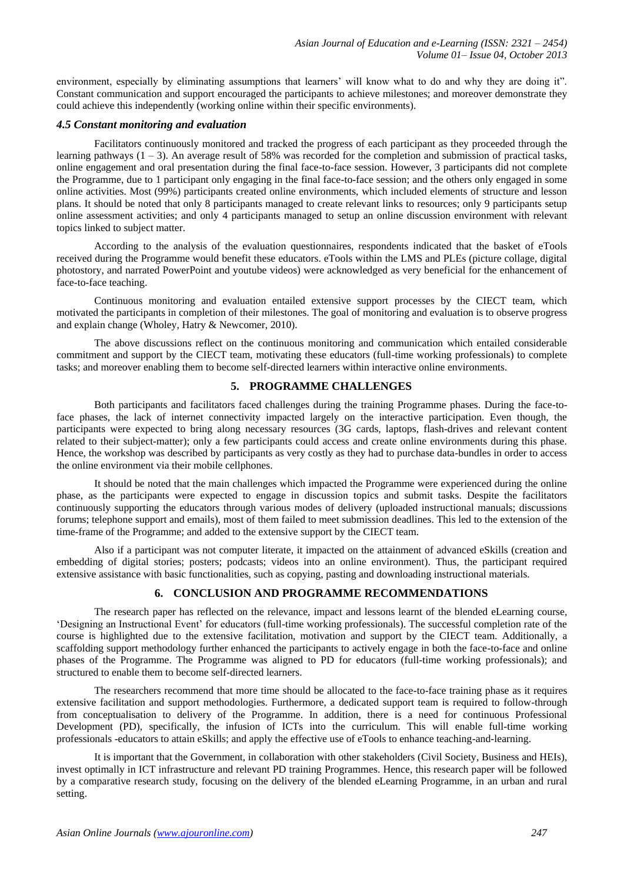environment, especially by eliminating assumptions that learners' will know what to do and why they are doing it". Constant communication and support encouraged the participants to achieve milestones; and moreover demonstrate they could achieve this independently (working online within their specific environments).

### *4.5 Constant monitoring and evaluation*

Facilitators continuously monitored and tracked the progress of each participant as they proceeded through the learning pathways (1 – 3). An average result of 58% was recorded for the completion and submission of practical tasks, online engagement and oral presentation during the final face-to-face session. However, 3 participants did not complete the Programme, due to 1 participant only engaging in the final face-to-face session; and the others only engaged in some online activities. Most (99%) participants created online environments, which included elements of structure and lesson plans. It should be noted that only 8 participants managed to create relevant links to resources; only 9 participants setup online assessment activities; and only 4 participants managed to setup an online discussion environment with relevant topics linked to subject matter.

According to the analysis of the evaluation questionnaires, respondents indicated that the basket of eTools received during the Programme would benefit these educators. eTools within the LMS and PLEs (picture collage, digital photostory, and narrated PowerPoint and youtube videos) were acknowledged as very beneficial for the enhancement of face-to-face teaching.

Continuous monitoring and evaluation entailed extensive support processes by the CIECT team, which motivated the participants in completion of their milestones. The goal of monitoring and evaluation is to observe progress and explain change (Wholey, Hatry & Newcomer, 2010).

The above discussions reflect on the continuous monitoring and communication which entailed considerable commitment and support by the CIECT team, motivating these educators (full-time working professionals) to complete tasks; and moreover enabling them to become self-directed learners within interactive online environments.

## 5. PROGRAMME CHALLENGES

Both participants and facilitators faced challenges during the training Programme phases. During the face-to-face phases, the lack of internet connectivity impacted largely on the interactive participation. Even though, the participants were expected to bring along necessary resources (3G cards, laptops, flash-drives and relevant content related to their subject-matter); only a few participants could access and create online environments during this phase. Hence, the workshop was described by participants as very costly as they had to purchase data-bundles in order to access the online environment via their mobile cellphones.

It should be noted that the main challenges which impacted the Programme were experienced during the online phase, as the participants were expected to engage in discussion topics and submit tasks. Despite the facilitators continuously supporting the educators through various modes of delivery (uploaded instructional manuals; discussions forums; telephone support and emails), most of them failed to meet submission deadlines. This led to the extension of the time-frame of the Programme; and added to the extensive support by the CIECT team.

Also if a participant was not computer literate, it impacted on the attainment of advanced eSkills (creation and embedding of digital stories; posters; podcasts; videos into an online environment). Thus, the participant required extensive assistance with basic functionalities, such as copying, pasting and downloading instructional materials.

## 6. CONCLUSION AND PROGRAMME RECOMMENDATIONS

The research paper has reflected on the relevance, impact and lessons learnt of the blended eLearning course, 'Designing an Instructional Event' for educators (full-time working professionals). The successful completion rate of the course is highlighted due to the extensive facilitation, motivation and support by the CIECT team. Additionally, a scaffolding support methodology further enhanced the participants to actively engage in both the face-to-face and online phases of the Programme. The Programme was aligned to PD for educators (full-time working professionals); and structured to enable them to become self-directed learners.

The researchers recommend that more time should be allocated to the face-to-face training phase as it requires extensive facilitation and support methodologies. Furthermore, a dedicated support team is required to follow-through from conceptualisation to delivery of the Programme. In addition, there is a need for continuous Professional Development (PD), specifically, the infusion of ICTs into the curriculum. This will enable full-time working professionals -educators to attain eSkills; and apply the effective use of eTools to enhance teaching-and-learning.

It is important that the Government, in collaboration with other stakeholders (Civil Society, Business and HEIs), invest optimally in ICT infrastructure and relevant PD training Programmes. Hence, this research paper will be followed by a comparative research study, focusing on the delivery of the blended eLearning Programme, in an urban and rural setting.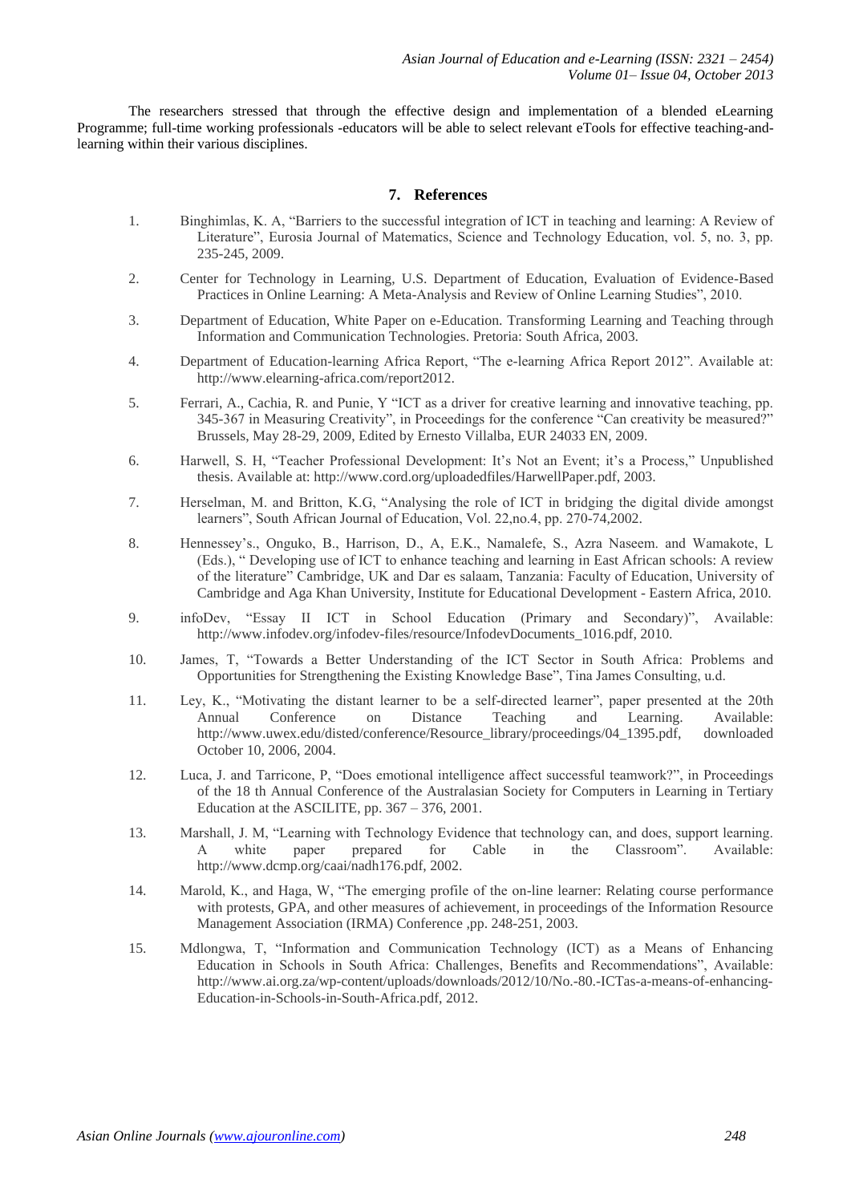The researchers stressed that through the effective design and implementation of a blended eLearning Programme; full-time working professionals -educators will be able to select relevant eTools for effective teaching-and-learning within their various disciplines.

## 7. References

1. Binghimlas, K. A, "Barriers to the successful integration of ICT in teaching and learning: A Review of Literature", Eurosia Journal of Matematics, Science and Technology Education, vol. 5, no. 3, pp. 235-245, 2009.
2. Center for Technology in Learning, U.S. Department of Education, Evaluation of Evidence-Based Practices in Online Learning: A Meta-Analysis and Review of Online Learning Studies", 2010.
3. Department of Education, White Paper on e-Education. Transforming Learning and Teaching through Information and Communication Technologies. Pretoria: South Africa, 2003.
4. Department of Education-learning Africa Report, "The e-learning Africa Report 2012". Available at: http://www.elearning-africa.com/report2012.
5. Ferrari, A., Cachia, R. and Punie, Y "ICT as a driver for creative learning and innovative teaching, pp. 345-367 in Measuring Creativity", in Proceedings for the conference "Can creativity be measured?" Brussels, May 28-29, 2009, Edited by Ernesto Villalba, EUR 24033 EN, 2009.
6. Harwell, S. H, "Teacher Professional Development: It's Not an Event; it's a Process," Unpublished thesis. Available at: http://www.cord.org/uploadedfiles/HarwellPaper.pdf, 2003.
7. Herselman, M. and Britton, K.G, "Analysing the role of ICT in bridging the digital divide amongst learners", South African Journal of Education, Vol. 22,no.4, pp. 270-74,2002.
8. Hennessey's., Onguko, B., Harrison, D., A, E.K., Namalefe, S., Azra Naseem. and Wamakote, L (Eds.), " Developing use of ICT to enhance teaching and learning in East African schools: A review of the literature" Cambridge, UK and Dar es salaam, Tanzania: Faculty of Education, University of Cambridge and Aga Khan University, Institute for Educational Development - Eastern Africa, 2010.
9. infoDev, "Essay II ICT in School Education (Primary and Secondary)", Available: http://www.infodev.org/infodev-files/resource/InfodevDocuments_1016.pdf, 2010.
10. James, T, "Towards a Better Understanding of the ICT Sector in South Africa: Problems and Opportunities for Strengthening the Existing Knowledge Base", Tina James Consulting, u.d.
11. Ley, K., "Motivating the distant learner to be a self-directed learner", paper presented at the 20th Annual Conference on Distance Teaching and Learning. Available: http://www.uwex.edu/disted/conference/Resource_library/proceedings/04_1395.pdf, downloaded October 10, 2006, 2004.
12. Luca, J. and Tarricone, P, "Does emotional intelligence affect successful teamwork?", in Proceedings of the 18 th Annual Conference of the Australasian Society for Computers in Learning in Tertiary Education at the ASCILITE, pp. 367 – 376, 2001.
13. Marshall, J. M, "Learning with Technology Evidence that technology can, and does, support learning. A white paper prepared for Cable in the Classroom". Available: http://www.dcmp.org/caai/nadh176.pdf, 2002.
14. Marold, K., and Haga, W, "The emerging profile of the on-line learner: Relating course performance with protests, GPA, and other measures of achievement, in proceedings of the Information Resource Management Association (IRMA) Conference ,pp. 248-251, 2003.
15. Mdlongwa, T, "Information and Communication Technology (ICT) as a Means of Enhancing Education in Schools in South Africa: Challenges, Benefits and Recommendations", Available: http://www.ai.org.za/wp-content/uploads/downloads/2012/10/No.-80.-ICTas-a-means-of-enhancing-Education-in-Schools-in-South-Africa.pdf, 2012.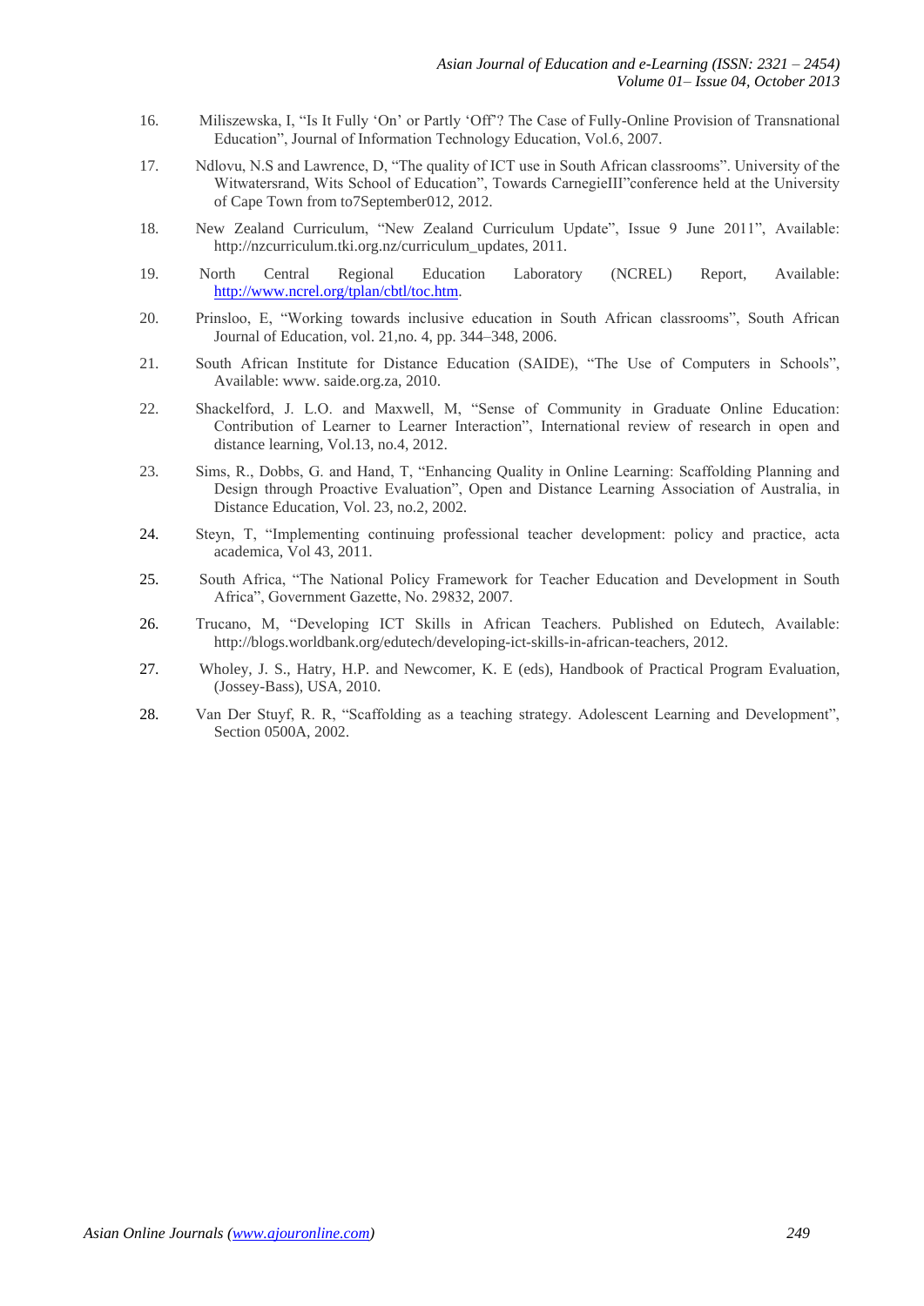16. Miliszewska, I, “Is It Fully ‘On’ or Partly ‘Off’? The Case of Fully-Online Provision of Transnational Education”, Journal of Information Technology Education, Vol.6, 2007.

17. Ndlovu, N.S and Lawrence, D, “The quality of ICT use in South African classrooms”. University of the Witwatersrand, Wits School of Education”, Towards CarnegieIII”conference held at the University of Cape Town from to7September012, 2012.

18. New Zealand Curriculum, “New Zealand Curriculum Update”, Issue 9 June 2011”, Available: http://nzcurriculum.tki.org.nz/curriculum_updates, 2011.

19. North Central Regional Education Laboratory (NCREL) Report, Available: http://www.ncrel.org/tplan/cbtl/toc.htm.

20. Prinsloo, E, “Working towards inclusive education in South African classrooms”, South African Journal of Education, vol. 21,no. 4, pp. 344–348, 2006.

21. South African Institute for Distance Education (SAIDE), “The Use of Computers in Schools”, Available: www. saide.org.za, 2010.

22. Shackelford, J. L.O. and Maxwell, M, “Sense of Community in Graduate Online Education: Contribution of Learner to Learner Interaction”, International review of research in open and distance learning, Vol.13, no.4, 2012.

23. Sims, R., Dobbs, G. and Hand, T, “Enhancing Quality in Online Learning: Scaffolding Planning and Design through Proactive Evaluation”, Open and Distance Learning Association of Australia, in Distance Education, Vol. 23, no.2, 2002.

24. Steyn, T, “Implementing continuing professional teacher development: policy and practice, acta academica, Vol 43, 2011.

25. South Africa, “The National Policy Framework for Teacher Education and Development in South Africa”, Government Gazette, No. 29832, 2007.

26. Trucano, M, “Developing ICT Skills in African Teachers. Published on Edutech, Available: http://blogs.worldbank.org/edutech/developing-ict-skills-in-african-teachers, 2012.

27. Wholey, J. S., Hatry, H.P. and Newcomer, K. E (eds), Handbook of Practical Program Evaluation, (Jossey-Bass), USA, 2010.

28. Van Der Stuyf, R. R, “Scaffolding as a teaching strategy. Adolescent Learning and Development”, Section 0500A, 2002.